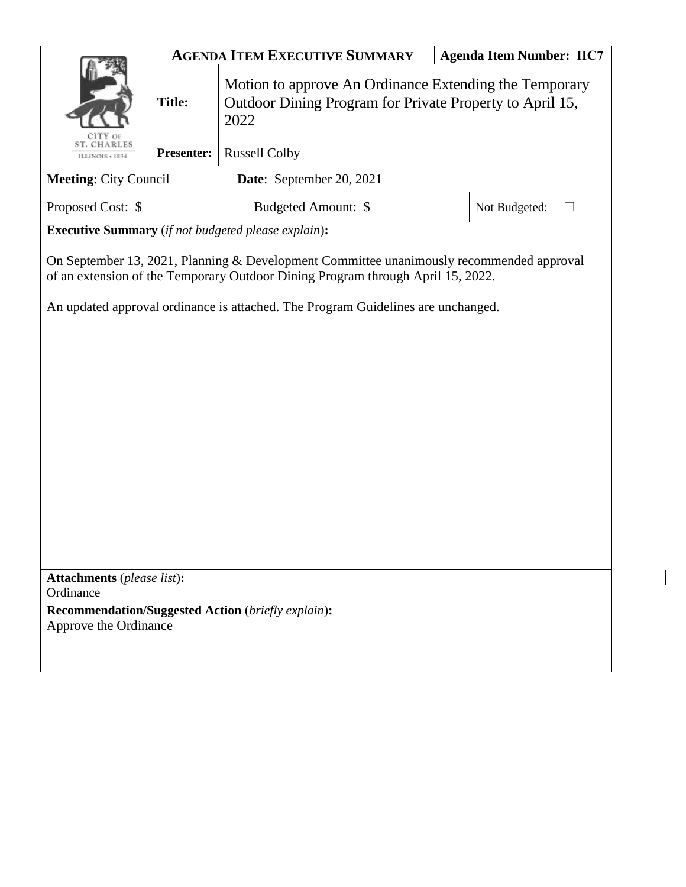| CITY OF ST. CHARLES ILLINOIS • 1834 | **AGENDA ITEM EXECUTIVE SUMMARY** | | **Agenda Item Number: IIC7** |
|---|---|---|---|
| | **Title:** | Motion to approve An Ordinance Extending the Temporary Outdoor Dining Program for Private Property to April 15, 2022 | |
| | **Presenter:** | Russell Colby | |

**Meeting**: City Council **Date**: September 20, 2021

| Proposed Cost: $ | Budgeted Amount: $ | Not Budgeted: ☐ |
|---|---|---|

**Executive Summary** (*if not budgeted please explain*)**:**

On September 13, 2021, Planning & Development Committee unanimously recommended approval of an extension of the Temporary Outdoor Dining Program through April 15, 2022.

An updated approval ordinance is attached. The Program Guidelines are unchanged.

**Attachments** (*please list*)**:**
Ordinance

**Recommendation/Suggested Action** (*briefly explain*)**:**
Approve the Ordinance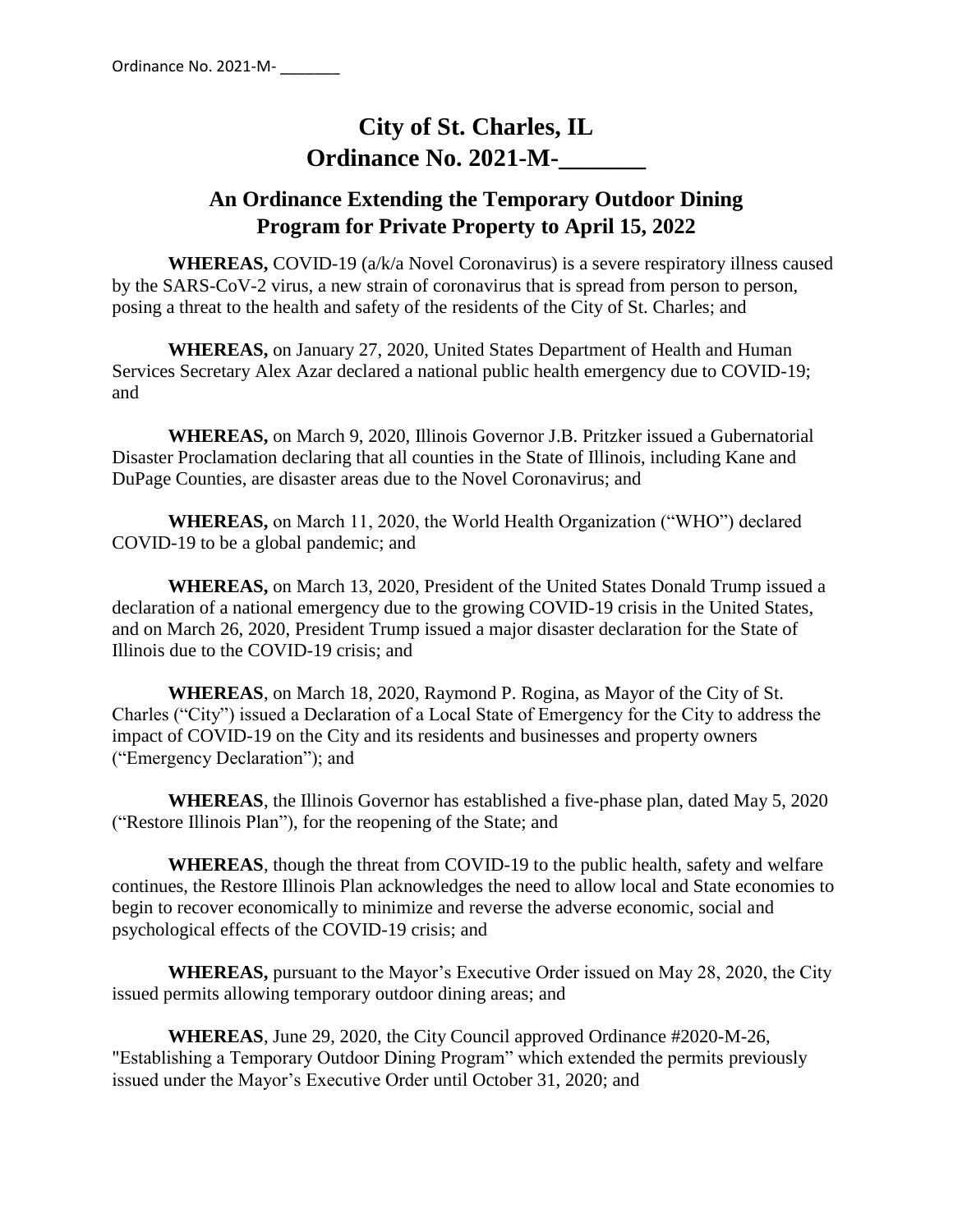# City of St. Charles, IL
# Ordinance No. 2021-M-_______

## An Ordinance Extending the Temporary Outdoor Dining Program for Private Property to April 15, 2022

**WHEREAS,** COVID-19 (a/k/a Novel Coronavirus) is a severe respiratory illness caused by the SARS-CoV-2 virus, a new strain of coronavirus that is spread from person to person, posing a threat to the health and safety of the residents of the City of St. Charles; and

**WHEREAS,** on January 27, 2020, United States Department of Health and Human Services Secretary Alex Azar declared a national public health emergency due to COVID-19; and

**WHEREAS,** on March 9, 2020, Illinois Governor J.B. Pritzker issued a Gubernatorial Disaster Proclamation declaring that all counties in the State of Illinois, including Kane and DuPage Counties, are disaster areas due to the Novel Coronavirus; and

**WHEREAS,** on March 11, 2020, the World Health Organization ("WHO") declared COVID-19 to be a global pandemic; and

**WHEREAS,** on March 13, 2020, President of the United States Donald Trump issued a declaration of a national emergency due to the growing COVID-19 crisis in the United States, and on March 26, 2020, President Trump issued a major disaster declaration for the State of Illinois due to the COVID-19 crisis; and

**WHEREAS**, on March 18, 2020, Raymond P. Rogina, as Mayor of the City of St. Charles ("City") issued a Declaration of a Local State of Emergency for the City to address the impact of COVID-19 on the City and its residents and businesses and property owners ("Emergency Declaration"); and

**WHEREAS**, the Illinois Governor has established a five-phase plan, dated May 5, 2020 ("Restore Illinois Plan"), for the reopening of the State; and

**WHEREAS**, though the threat from COVID-19 to the public health, safety and welfare continues, the Restore Illinois Plan acknowledges the need to allow local and State economies to begin to recover economically to minimize and reverse the adverse economic, social and psychological effects of the COVID-19 crisis; and

**WHEREAS,** pursuant to the Mayor's Executive Order issued on May 28, 2020, the City issued permits allowing temporary outdoor dining areas; and

**WHEREAS**, June 29, 2020, the City Council approved Ordinance #2020-M-26, "Establishing a Temporary Outdoor Dining Program" which extended the permits previously issued under the Mayor's Executive Order until October 31, 2020; and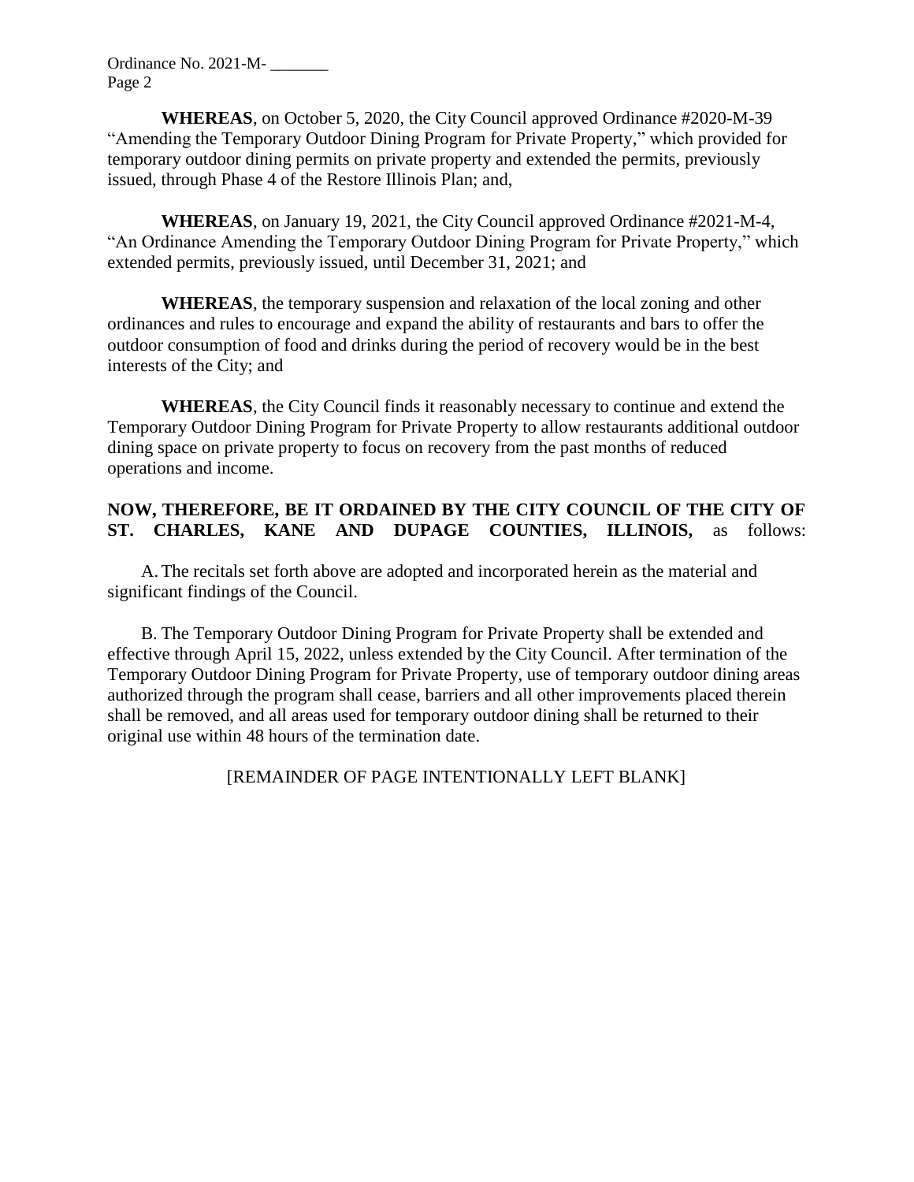**WHEREAS**, on October 5, 2020, the City Council approved Ordinance #2020-M-39 "Amending the Temporary Outdoor Dining Program for Private Property," which provided for temporary outdoor dining permits on private property and extended the permits, previously issued, through Phase 4 of the Restore Illinois Plan; and,

**WHEREAS**, on January 19, 2021, the City Council approved Ordinance #2021-M-4, "An Ordinance Amending the Temporary Outdoor Dining Program for Private Property," which extended permits, previously issued, until December 31, 2021; and

**WHEREAS**, the temporary suspension and relaxation of the local zoning and other ordinances and rules to encourage and expand the ability of restaurants and bars to offer the outdoor consumption of food and drinks during the period of recovery would be in the best interests of the City; and

**WHEREAS**, the City Council finds it reasonably necessary to continue and extend the Temporary Outdoor Dining Program for Private Property to allow restaurants additional outdoor dining space on private property to focus on recovery from the past months of reduced operations and income.

**NOW, THEREFORE, BE IT ORDAINED BY THE CITY COUNCIL OF THE CITY OF ST. CHARLES, KANE AND DUPAGE COUNTIES, ILLINOIS,** as follows:

A. The recitals set forth above are adopted and incorporated herein as the material and significant findings of the Council.

B. The Temporary Outdoor Dining Program for Private Property shall be extended and effective through April 15, 2022, unless extended by the City Council. After termination of the Temporary Outdoor Dining Program for Private Property, use of temporary outdoor dining areas authorized through the program shall cease, barriers and all other improvements placed therein shall be removed, and all areas used for temporary outdoor dining shall be returned to their original use within 48 hours of the termination date.

[REMAINDER OF PAGE INTENTIONALLY LEFT BLANK]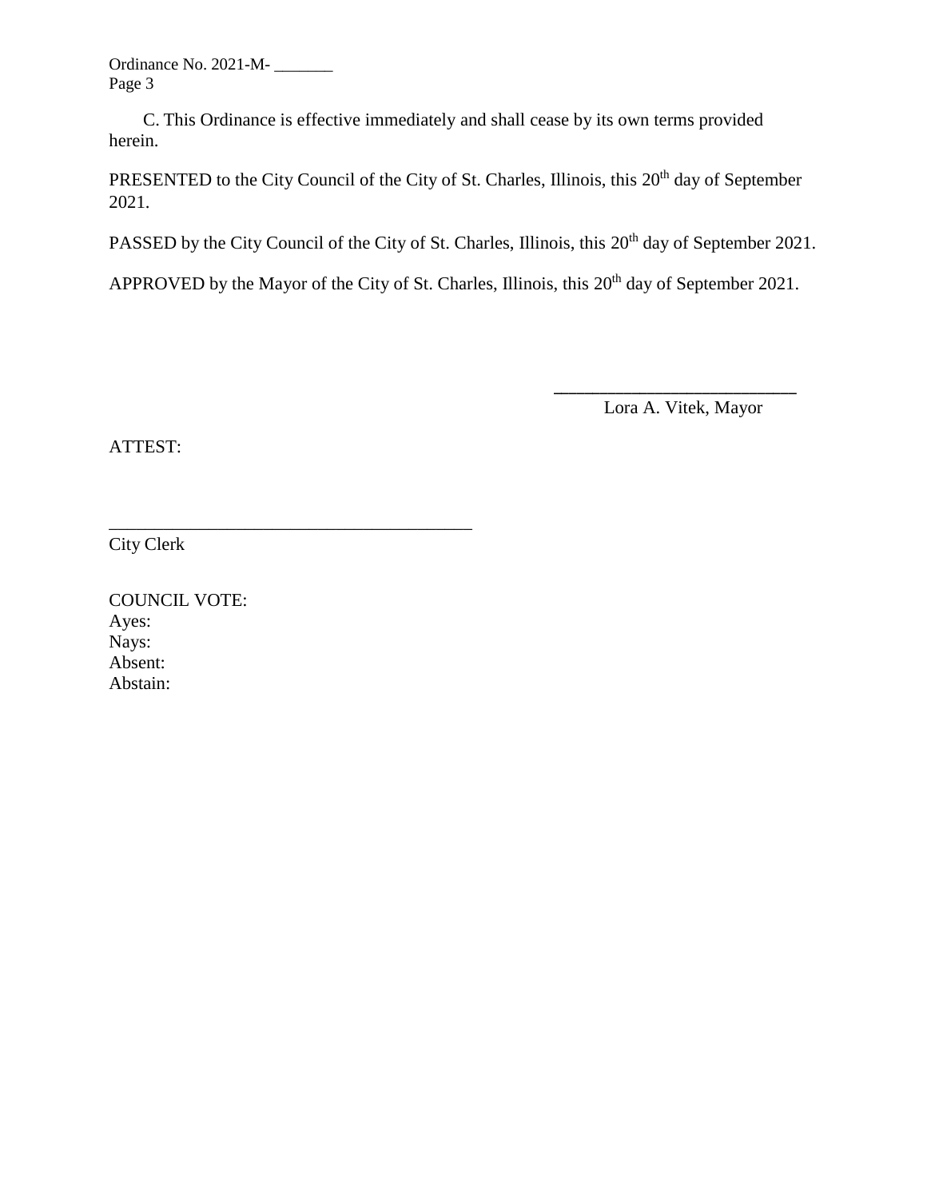C. This Ordinance is effective immediately and shall cease by its own terms provided herein.

PRESENTED to the City Council of the City of St. Charles, Illinois, this 20th day of September 2021.

PASSED by the City Council of the City of St. Charles, Illinois, this 20th day of September 2021.

APPROVED by the Mayor of the City of St. Charles, Illinois, this 20th day of September 2021.

\_\_\_\_\_\_\_\_\_\_\_\_\_\_\_\_\_\_\_\_\_\_\_\_\_\_\_

Lora A. Vitek, Mayor

ATTEST:

\_\_\_\_\_\_\_\_\_\_\_\_\_\_\_\_\_\_\_\_\_\_\_\_\_\_\_\_\_\_\_\_\_\_\_\_\_\_\_\_

City Clerk

COUNCIL VOTE:
Ayes:
Nays:
Absent:
Abstain: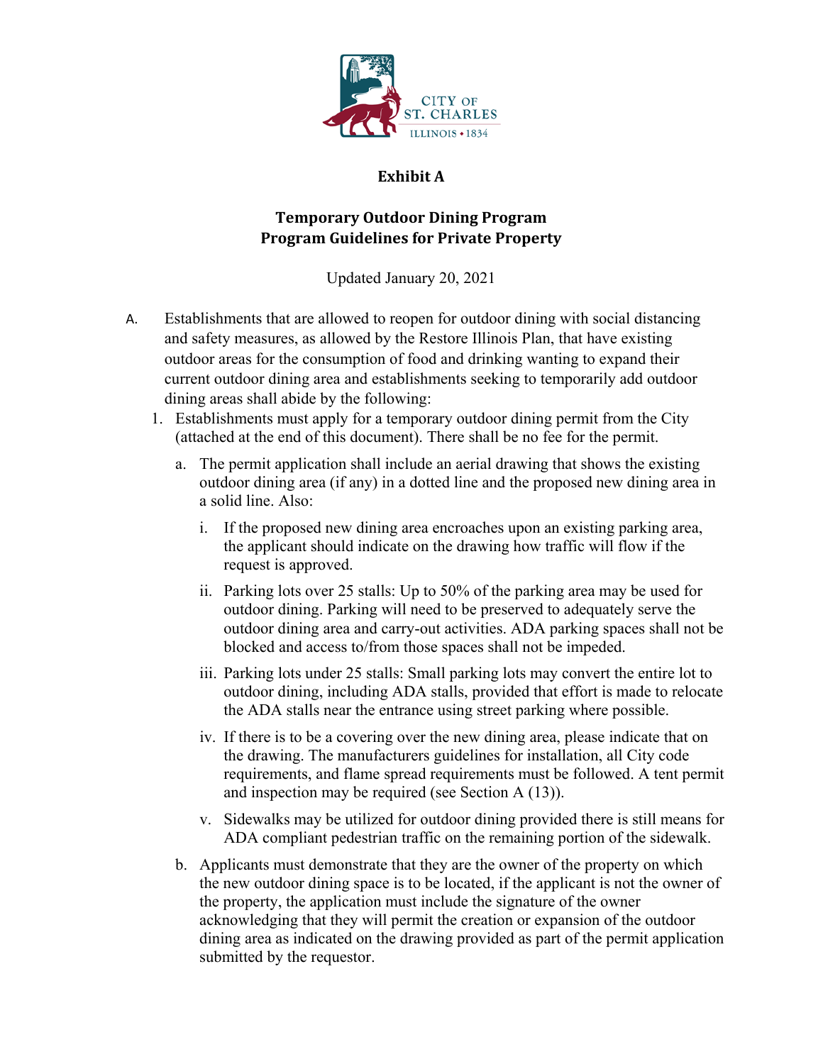**Exhibit A**

**Temporary Outdoor Dining Program**
**Program Guidelines for Private Property**

Updated January 20, 2021

A. Establishments that are allowed to reopen for outdoor dining with social distancing and safety measures, as allowed by the Restore Illinois Plan, that have existing outdoor areas for the consumption of food and drinking wanting to expand their current outdoor dining area and establishments seeking to temporarily add outdoor dining areas shall abide by the following:

1. Establishments must apply for a temporary outdoor dining permit from the City (attached at the end of this document). There shall be no fee for the permit.

   a. The permit application shall include an aerial drawing that shows the existing outdoor dining area (if any) in a dotted line and the proposed new dining area in a solid line. Also:

      i. If the proposed new dining area encroaches upon an existing parking area, the applicant should indicate on the drawing how traffic will flow if the request is approved.

      ii. Parking lots over 25 stalls: Up to 50% of the parking area may be used for outdoor dining. Parking will need to be preserved to adequately serve the outdoor dining area and carry-out activities. ADA parking spaces shall not be blocked and access to/from those spaces shall not be impeded.

      iii. Parking lots under 25 stalls: Small parking lots may convert the entire lot to outdoor dining, including ADA stalls, provided that effort is made to relocate the ADA stalls near the entrance using street parking where possible.

      iv. If there is to be a covering over the new dining area, please indicate that on the drawing. The manufacturers guidelines for installation, all City code requirements, and flame spread requirements must be followed. A tent permit and inspection may be required (see Section A (13)).

      v. Sidewalks may be utilized for outdoor dining provided there is still means for ADA compliant pedestrian traffic on the remaining portion of the sidewalk.

   b. Applicants must demonstrate that they are the owner of the property on which the new outdoor dining space is to be located, if the applicant is not the owner of the property, the application must include the signature of the owner acknowledging that they will permit the creation or expansion of the outdoor dining area as indicated on the drawing provided as part of the permit application submitted by the requestor.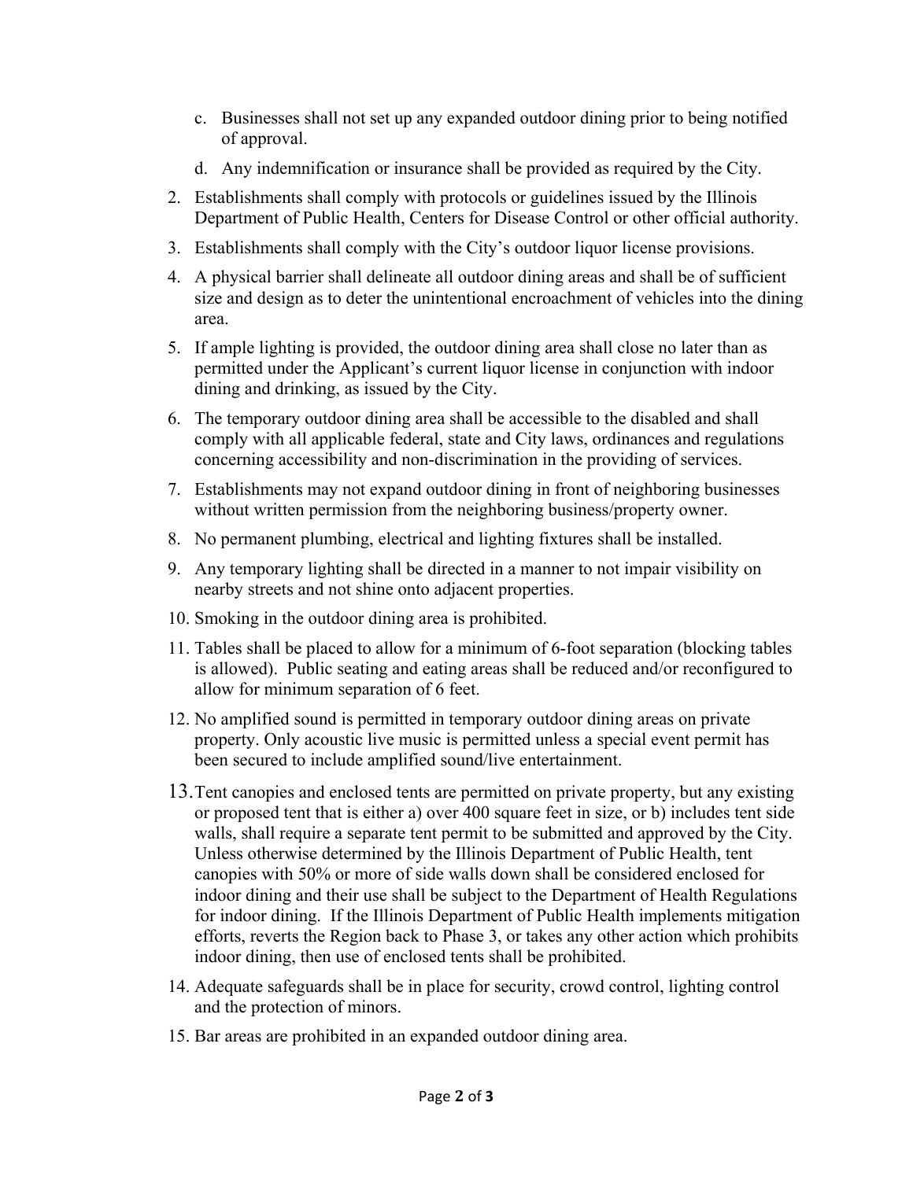c. Businesses shall not set up any expanded outdoor dining prior to being notified of approval.

d. Any indemnification or insurance shall be provided as required by the City.

2. Establishments shall comply with protocols or guidelines issued by the Illinois Department of Public Health, Centers for Disease Control or other official authority.
3. Establishments shall comply with the City's outdoor liquor license provisions.
4. A physical barrier shall delineate all outdoor dining areas and shall be of sufficient size and design as to deter the unintentional encroachment of vehicles into the dining area.
5. If ample lighting is provided, the outdoor dining area shall close no later than as permitted under the Applicant's current liquor license in conjunction with indoor dining and drinking, as issued by the City.
6. The temporary outdoor dining area shall be accessible to the disabled and shall comply with all applicable federal, state and City laws, ordinances and regulations concerning accessibility and non-discrimination in the providing of services.
7. Establishments may not expand outdoor dining in front of neighboring businesses without written permission from the neighboring business/property owner.
8. No permanent plumbing, electrical and lighting fixtures shall be installed.
9. Any temporary lighting shall be directed in a manner to not impair visibility on nearby streets and not shine onto adjacent properties.
10. Smoking in the outdoor dining area is prohibited.
11. Tables shall be placed to allow for a minimum of 6-foot separation (blocking tables is allowed). Public seating and eating areas shall be reduced and/or reconfigured to allow for minimum separation of 6 feet.
12. No amplified sound is permitted in temporary outdoor dining areas on private property. Only acoustic live music is permitted unless a special event permit has been secured to include amplified sound/live entertainment.
13. Tent canopies and enclosed tents are permitted on private property, but any existing or proposed tent that is either a) over 400 square feet in size, or b) includes tent side walls, shall require a separate tent permit to be submitted and approved by the City. Unless otherwise determined by the Illinois Department of Public Health, tent canopies with 50% or more of side walls down shall be considered enclosed for indoor dining and their use shall be subject to the Department of Health Regulations for indoor dining. If the Illinois Department of Public Health implements mitigation efforts, reverts the Region back to Phase 3, or takes any other action which prohibits indoor dining, then use of enclosed tents shall be prohibited.
14. Adequate safeguards shall be in place for security, crowd control, lighting control and the protection of minors.
15. Bar areas are prohibited in an expanded outdoor dining area.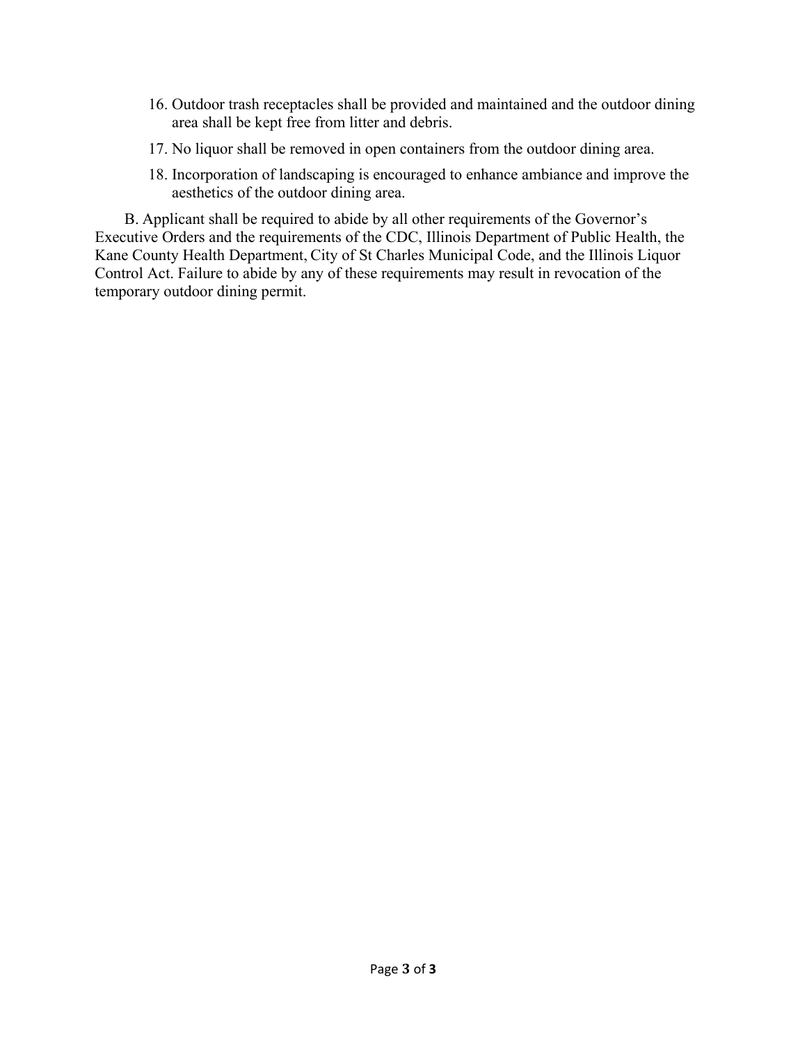16. Outdoor trash receptacles shall be provided and maintained and the outdoor dining area shall be kept free from litter and debris.
17. No liquor shall be removed in open containers from the outdoor dining area.
18. Incorporation of landscaping is encouraged to enhance ambiance and improve the aesthetics of the outdoor dining area.

B. Applicant shall be required to abide by all other requirements of the Governor's Executive Orders and the requirements of the CDC, Illinois Department of Public Health, the Kane County Health Department, City of St Charles Municipal Code, and the Illinois Liquor Control Act. Failure to abide by any of these requirements may result in revocation of the temporary outdoor dining permit.